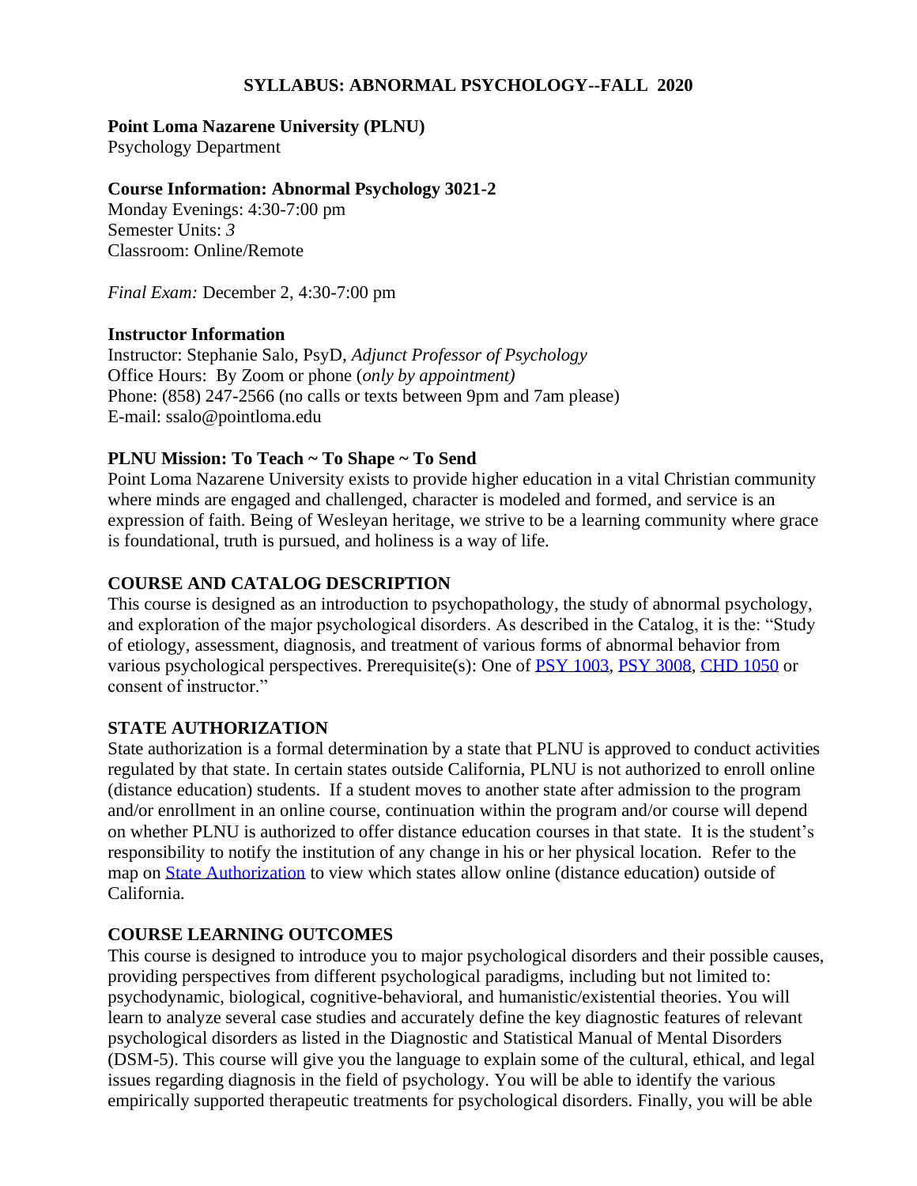# SYLLABUS: ABNORMAL PSYCHOLOGY--FALL 2020

**Point Loma Nazarene University (PLNU)**
Psychology Department

**Course Information: Abnormal Psychology 3021-2**
Monday Evenings: 4:30-7:00 pm
Semester Units: *3*
Classroom: Online/Remote

*Final Exam:* December 2, 4:30-7:00 pm

**Instructor Information**
Instructor: Stephanie Salo, PsyD, *Adjunct Professor of Psychology*
Office Hours: By Zoom or phone (*only by appointment)*
Phone: (858) 247-2566 (no calls or texts between 9pm and 7am please)
E-mail: ssalo@pointloma.edu

## PLNU Mission: To Teach ~ To Shape ~ To Send

Point Loma Nazarene University exists to provide higher education in a vital Christian community where minds are engaged and challenged, character is modeled and formed, and service is an expression of faith. Being of Wesleyan heritage, we strive to be a learning community where grace is foundational, truth is pursued, and holiness is a way of life.

## COURSE AND CATALOG DESCRIPTION

This course is designed as an introduction to psychopathology, the study of abnormal psychology, and exploration of the major psychological disorders. As described in the Catalog, it is the: "Study of etiology, assessment, diagnosis, and treatment of various forms of abnormal behavior from various psychological perspectives. Prerequisite(s): One of PSY 1003, PSY 3008, CHD 1050 or consent of instructor."

## STATE AUTHORIZATION

State authorization is a formal determination by a state that PLNU is approved to conduct activities regulated by that state. In certain states outside California, PLNU is not authorized to enroll online (distance education) students. If a student moves to another state after admission to the program and/or enrollment in an online course, continuation within the program and/or course will depend on whether PLNU is authorized to offer distance education courses in that state. It is the student's responsibility to notify the institution of any change in his or her physical location. Refer to the map on State Authorization to view which states allow online (distance education) outside of California.

## COURSE LEARNING OUTCOMES

This course is designed to introduce you to major psychological disorders and their possible causes, providing perspectives from different psychological paradigms, including but not limited to: psychodynamic, biological, cognitive-behavioral, and humanistic/existential theories. You will learn to analyze several case studies and accurately define the key diagnostic features of relevant psychological disorders as listed in the Diagnostic and Statistical Manual of Mental Disorders (DSM-5). This course will give you the language to explain some of the cultural, ethical, and legal issues regarding diagnosis in the field of psychology. You will be able to identify the various empirically supported therapeutic treatments for psychological disorders. Finally, you will be able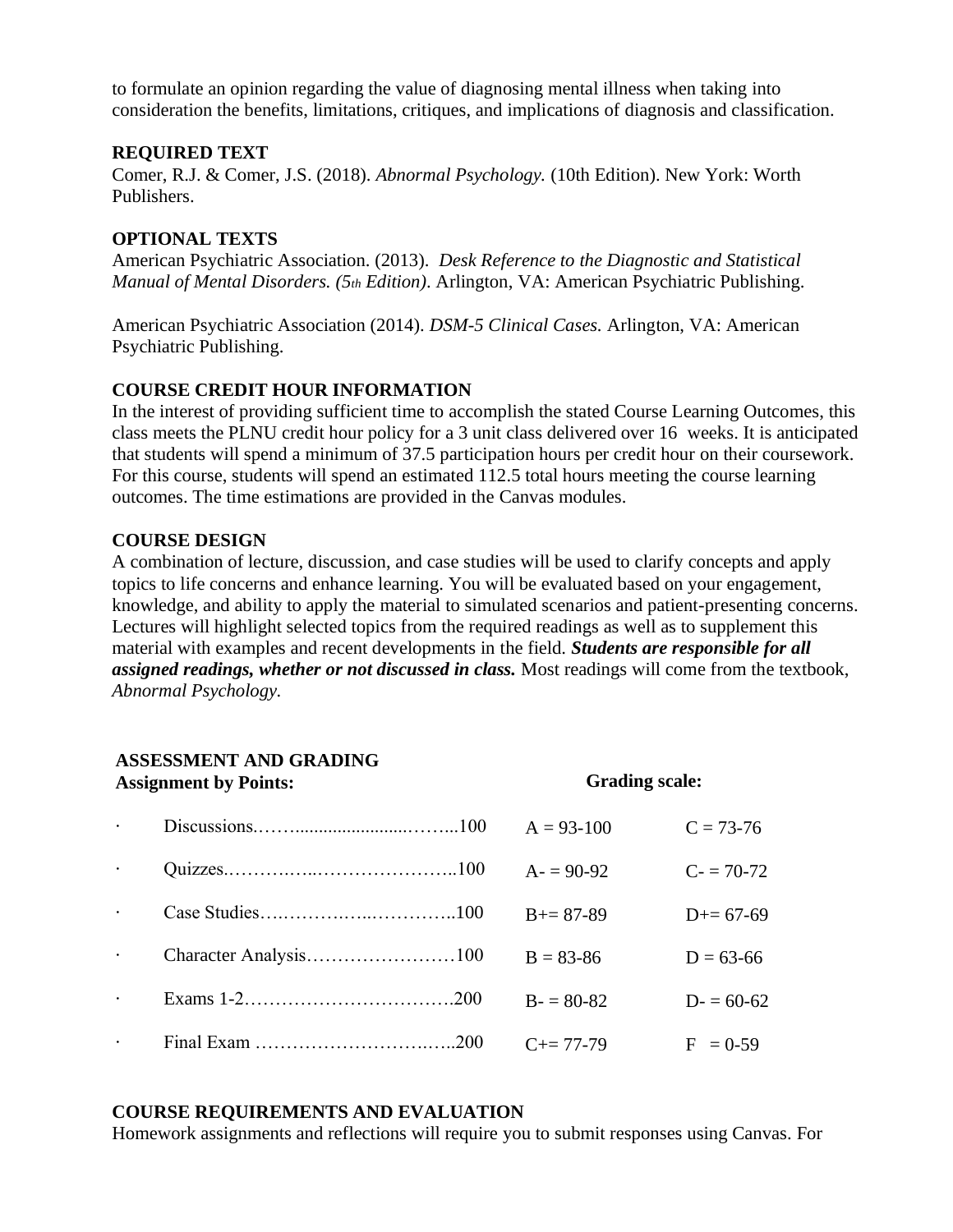to formulate an opinion regarding the value of diagnosing mental illness when taking into consideration the benefits, limitations, critiques, and implications of diagnosis and classification.

**REQUIRED TEXT**

Comer, R.J. & Comer, J.S. (2018). *Abnormal Psychology.* (10th Edition). New York: Worth Publishers.

**OPTIONAL TEXTS**

American Psychiatric Association. (2013). *Desk Reference to the Diagnostic and Statistical Manual of Mental Disorders. (5th Edition)*. Arlington, VA: American Psychiatric Publishing.

American Psychiatric Association (2014). *DSM-5 Clinical Cases.* Arlington, VA: American Psychiatric Publishing.

**COURSE CREDIT HOUR INFORMATION**

In the interest of providing sufficient time to accomplish the stated Course Learning Outcomes, this class meets the PLNU credit hour policy for a 3 unit class delivered over 16 weeks. It is anticipated that students will spend a minimum of 37.5 participation hours per credit hour on their coursework. For this course, students will spend an estimated 112.5 total hours meeting the course learning outcomes. The time estimations are provided in the Canvas modules.

**COURSE DESIGN**

A combination of lecture, discussion, and case studies will be used to clarify concepts and apply topics to life concerns and enhance learning. You will be evaluated based on your engagement, knowledge, and ability to apply the material to simulated scenarios and patient-presenting concerns. Lectures will highlight selected topics from the required readings as well as to supplement this material with examples and recent developments in the field. ***Students are responsible for all assigned readings, whether or not discussed in class.*** Most readings will come from the textbook, *Abnormal Psychology.*

**ASSESSMENT AND GRADING**

| **Assignment by Points:** | | **Grading scale:** | |
|---|---|---|---|
| Discussions | 100 | A = 93-100 | C = 73-76 |
| Quizzes | 100 | A- = 90-92 | C- = 70-72 |
| Case Studies | 100 | B+= 87-89 | D+= 67-69 |
| Character Analysis | 100 | B = 83-86 | D = 63-66 |
| Exams 1-2 | 200 | B- = 80-82 | D- = 60-62 |
| Final Exam | 200 | C+= 77-79 | F = 0-59 |

**COURSE REQUIREMENTS AND EVALUATION**

Homework assignments and reflections will require you to submit responses using Canvas. For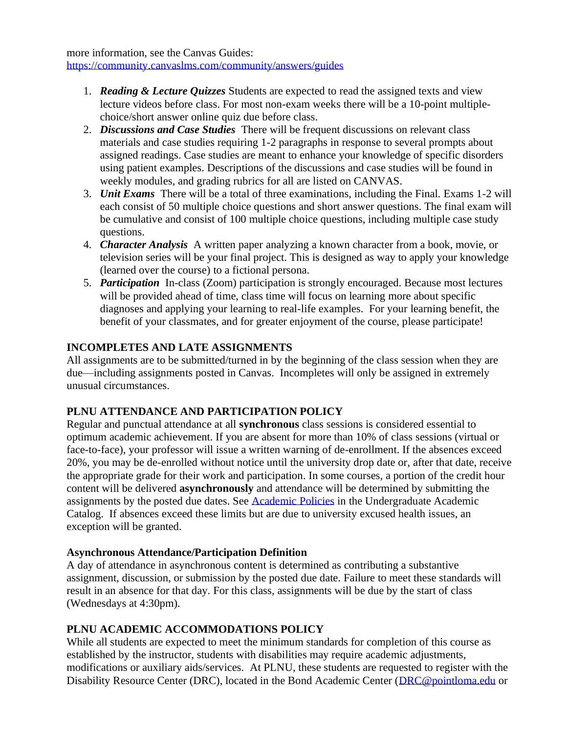more information, see the Canvas Guides: https://community.canvaslms.com/community/answers/guides

1. ***Reading & Lecture Quizzes*** Students are expected to read the assigned texts and view lecture videos before class. For most non-exam weeks there will be a 10-point multiple-choice/short answer online quiz due before class.
2. ***Discussions and Case Studies*** There will be frequent discussions on relevant class materials and case studies requiring 1-2 paragraphs in response to several prompts about assigned readings. Case studies are meant to enhance your knowledge of specific disorders using patient examples. Descriptions of the discussions and case studies will be found in weekly modules, and grading rubrics for all are listed on CANVAS.
3. ***Unit Exams*** There will be a total of three examinations, including the Final. Exams 1-2 will each consist of 50 multiple choice questions and short answer questions. The final exam will be cumulative and consist of 100 multiple choice questions, including multiple case study questions.
4. ***Character Analysis*** A written paper analyzing a known character from a book, movie, or television series will be your final project. This is designed as way to apply your knowledge (learned over the course) to a fictional persona.
5. ***Participation*** In-class (Zoom) participation is strongly encouraged. Because most lectures will be provided ahead of time, class time will focus on learning more about specific diagnoses and applying your learning to real-life examples. For your learning benefit, the benefit of your classmates, and for greater enjoyment of the course, please participate!

**INCOMPLETES AND LATE ASSIGNMENTS**

All assignments are to be submitted/turned in by the beginning of the class session when they are due—including assignments posted in Canvas. Incompletes will only be assigned in extremely unusual circumstances.

**PLNU ATTENDANCE AND PARTICIPATION POLICY**

Regular and punctual attendance at all **synchronous** class sessions is considered essential to optimum academic achievement. If you are absent for more than 10% of class sessions (virtual or face-to-face), your professor will issue a written warning of de-enrollment. If the absences exceed 20%, you may be de-enrolled without notice until the university drop date or, after that date, receive the appropriate grade for their work and participation. In some courses, a portion of the credit hour content will be delivered **asynchronously** and attendance will be determined by submitting the assignments by the posted due dates. See Academic Policies in the Undergraduate Academic Catalog. If absences exceed these limits but are due to university excused health issues, an exception will be granted.

**Asynchronous Attendance/Participation Definition**

A day of attendance in asynchronous content is determined as contributing a substantive assignment, discussion, or submission by the posted due date. Failure to meet these standards will result in an absence for that day. For this class, assignments will be due by the start of class (Wednesdays at 4:30pm).

**PLNU ACADEMIC ACCOMMODATIONS POLICY**

While all students are expected to meet the minimum standards for completion of this course as established by the instructor, students with disabilities may require academic adjustments, modifications or auxiliary aids/services. At PLNU, these students are requested to register with the Disability Resource Center (DRC), located in the Bond Academic Center (DRC@pointloma.edu or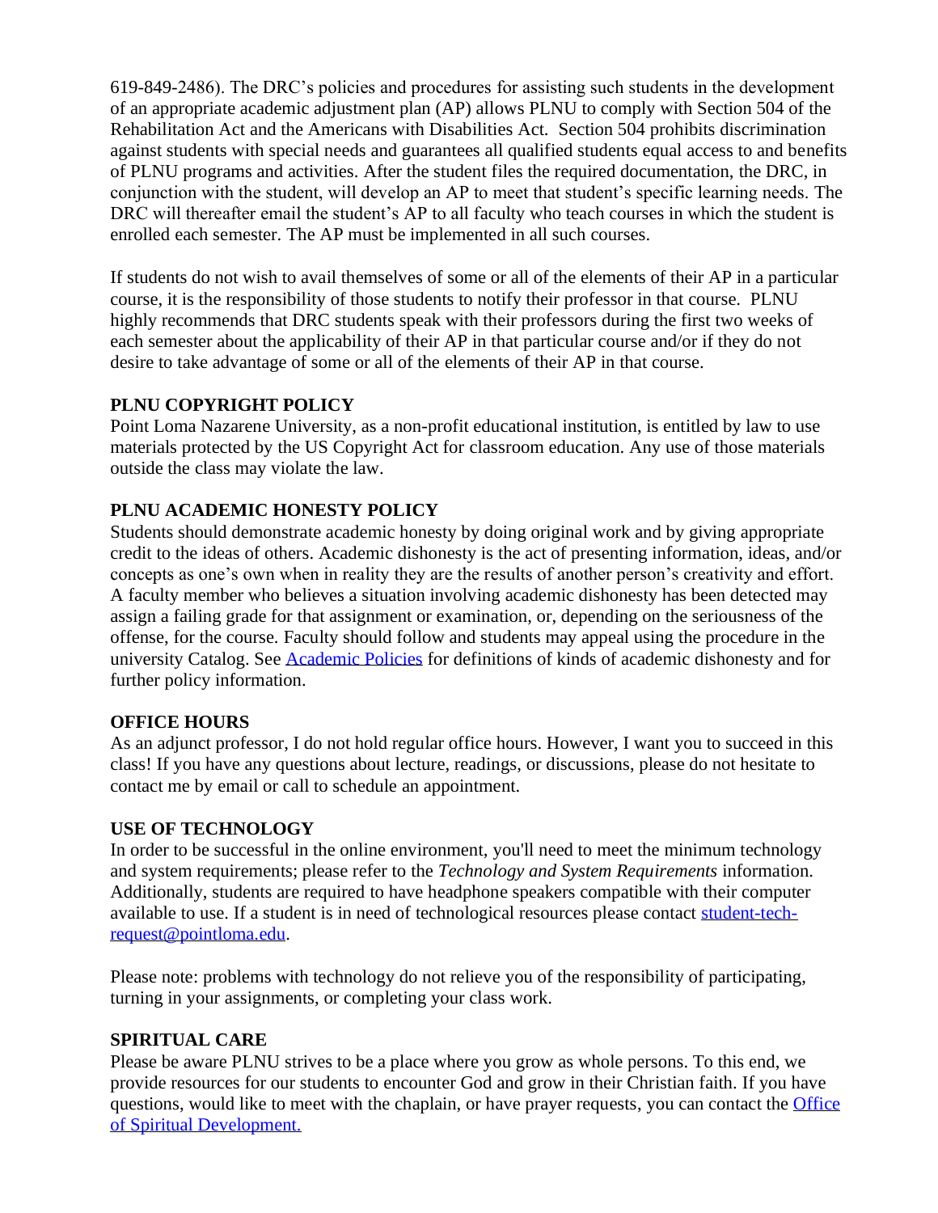619-849-2486). The DRC's policies and procedures for assisting such students in the development of an appropriate academic adjustment plan (AP) allows PLNU to comply with Section 504 of the Rehabilitation Act and the Americans with Disabilities Act. Section 504 prohibits discrimination against students with special needs and guarantees all qualified students equal access to and benefits of PLNU programs and activities. After the student files the required documentation, the DRC, in conjunction with the student, will develop an AP to meet that student's specific learning needs. The DRC will thereafter email the student's AP to all faculty who teach courses in which the student is enrolled each semester. The AP must be implemented in all such courses.

If students do not wish to avail themselves of some or all of the elements of their AP in a particular course, it is the responsibility of those students to notify their professor in that course. PLNU highly recommends that DRC students speak with their professors during the first two weeks of each semester about the applicability of their AP in that particular course and/or if they do not desire to take advantage of some or all of the elements of their AP in that course.

**PLNU COPYRIGHT POLICY**

Point Loma Nazarene University, as a non-profit educational institution, is entitled by law to use materials protected by the US Copyright Act for classroom education. Any use of those materials outside the class may violate the law.

**PLNU ACADEMIC HONESTY POLICY**

Students should demonstrate academic honesty by doing original work and by giving appropriate credit to the ideas of others. Academic dishonesty is the act of presenting information, ideas, and/or concepts as one's own when in reality they are the results of another person's creativity and effort. A faculty member who believes a situation involving academic dishonesty has been detected may assign a failing grade for that assignment or examination, or, depending on the seriousness of the offense, for the course. Faculty should follow and students may appeal using the procedure in the university Catalog. See [Academic Policies] for definitions of kinds of academic dishonesty and for further policy information.

**OFFICE HOURS**

As an adjunct professor, I do not hold regular office hours. However, I want you to succeed in this class! If you have any questions about lecture, readings, or discussions, please do not hesitate to contact me by email or call to schedule an appointment.

**USE OF TECHNOLOGY**

In order to be successful in the online environment, you'll need to meet the minimum technology and system requirements; please refer to the *Technology and System Requirements* information. Additionally, students are required to have headphone speakers compatible with their computer available to use. If a student is in need of technological resources please contact student-tech-request@pointloma.edu.

Please note: problems with technology do not relieve you of the responsibility of participating, turning in your assignments, or completing your class work.

**SPIRITUAL CARE**

Please be aware PLNU strives to be a place where you grow as whole persons. To this end, we provide resources for our students to encounter God and grow in their Christian faith. If you have questions, would like to meet with the chaplain, or have prayer requests, you can contact the Office of Spiritual Development.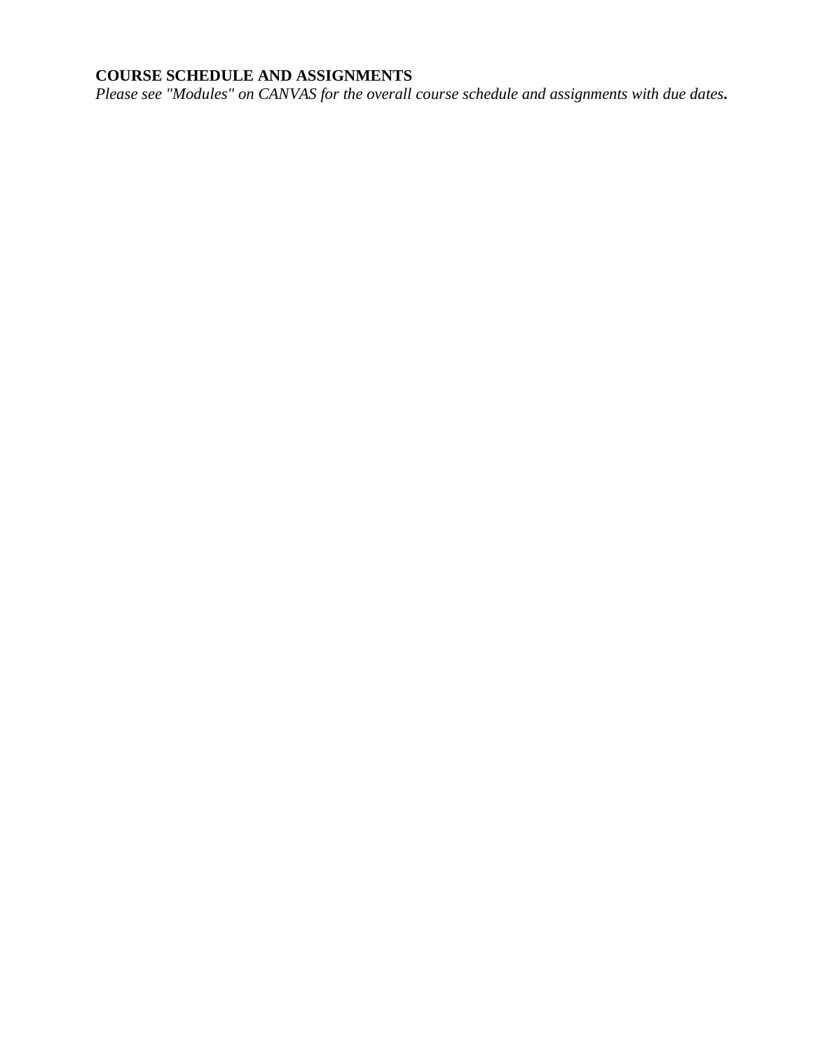**COURSE SCHEDULE AND ASSIGNMENTS**

*Please see "Modules" on CANVAS for the overall course schedule and assignments with due dates***.**